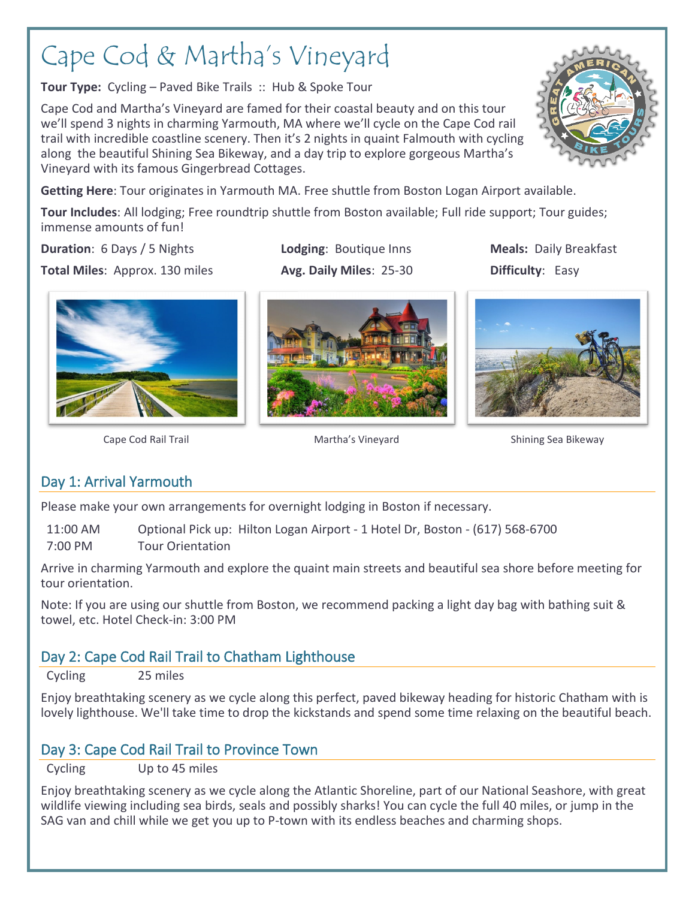# Cape Cod & Martha's Vineyard

**Tour Type:** Cycling – Paved Bike Trails :: Hub & Spoke Tour

Cape Cod and Martha's Vineyard are famed for their coastal beauty and on this tour we'll spend 3 nights in charming Yarmouth, MA where we'll cycle on the Cape Cod rail trail with incredible coastline scenery. Then it's 2 nights in quaint Falmouth with cycling along the beautiful Shining Sea Bikeway, and a day trip to explore gorgeous Martha's Vineyard with its famous Gingerbread Cottages.

**Getting Here**: Tour originates in Yarmouth MA. Free shuttle from Boston Logan Airport available.

**Tour Includes**: All lodging; Free roundtrip shuttle from Boston available; Full ride support; Tour guides; immense amounts of fun!

**Duration**: 6 Days / 5 Nights

**Lodging**: Boutique Inns

**Meals:** Daily Breakfast

**Total Miles**: Approx. 130 miles

**Avg. Daily Miles**: 25-30

**Difficulty**: Easy

Cape Cod Rail Trail

Martha's Vineyard

Shining Sea Bikeway

## Day 1: Arrival Yarmouth

Please make your own arrangements for overnight lodging in Boston if necessary.

| | |
|---|---|
| 11:00 AM | Optional Pick up: Hilton Logan Airport - 1 Hotel Dr, Boston - (617) 568-6700 |
| 7:00 PM | Tour Orientation |

Arrive in charming Yarmouth and explore the quaint main streets and beautiful sea shore before meeting for tour orientation.

Note: If you are using our shuttle from Boston, we recommend packing a light day bag with bathing suit & towel, etc. Hotel Check-in: 3:00 PM

## Day 2: Cape Cod Rail Trail to Chatham Lighthouse

Cycling 25 miles

Enjoy breathtaking scenery as we cycle along this perfect, paved bikeway heading for historic Chatham with is lovely lighthouse. We'll take time to drop the kickstands and spend some time relaxing on the beautiful beach.

## Day 3: Cape Cod Rail Trail to Province Town

Cycling Up to 45 miles

Enjoy breathtaking scenery as we cycle along the Atlantic Shoreline, part of our National Seashore, with great wildlife viewing including sea birds, seals and possibly sharks! You can cycle the full 40 miles, or jump in the SAG van and chill while we get you up to P-town with its endless beaches and charming shops.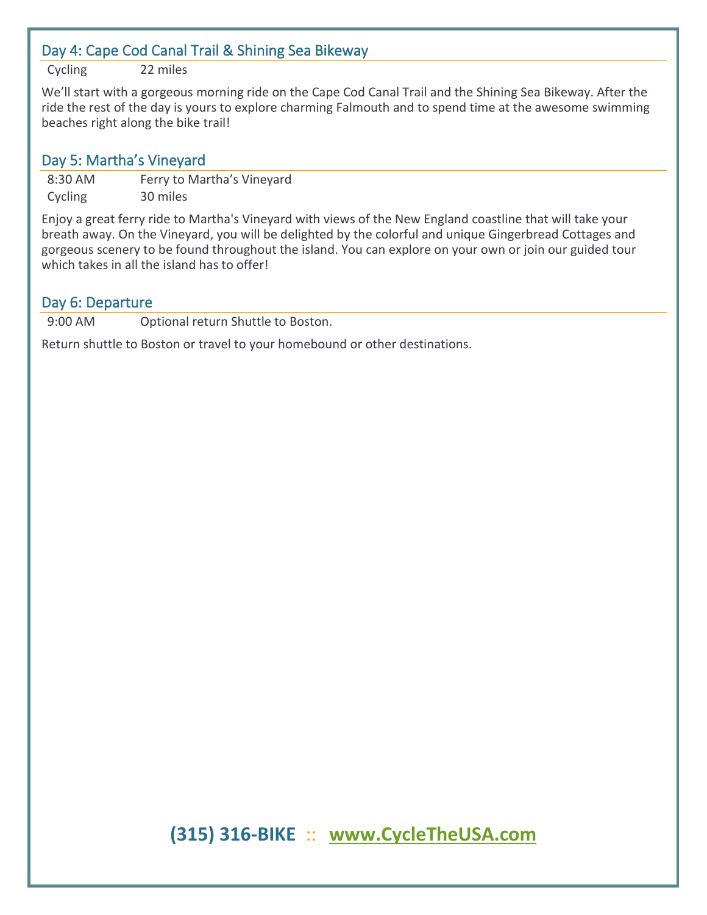## Day 4: Cape Cod Canal Trail & Shining Sea Bikeway

| | |
|---|---|
| Cycling | 22 miles |

We'll start with a gorgeous morning ride on the Cape Cod Canal Trail and the Shining Sea Bikeway. After the ride the rest of the day is yours to explore charming Falmouth and to spend time at the awesome swimming beaches right along the bike trail!

## Day 5: Martha's Vineyard

| | |
|---|---|
| 8:30 AM | Ferry to Martha's Vineyard |
| Cycling | 30 miles |

Enjoy a great ferry ride to Martha's Vineyard with views of the New England coastline that will take your breath away. On the Vineyard, you will be delighted by the colorful and unique Gingerbread Cottages and gorgeous scenery to be found throughout the island. You can explore on your own or join our guided tour which takes in all the island has to offer!

## Day 6: Departure

| | |
|---|---|
| 9:00 AM | Optional return Shuttle to Boston. |

Return shuttle to Boston or travel to your homebound or other destinations.

**(315) 316-BIKE :: www.CycleTheUSA.com**